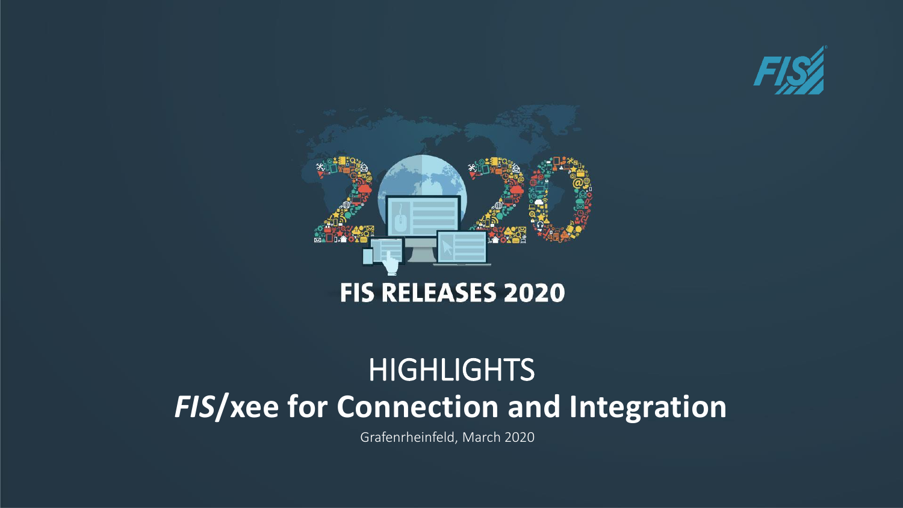# FIS RELEASES 2020

## HIGHLIGHTS

## *FIS*/xee for Connection and Integration

Grafenrheinfeld, March 2020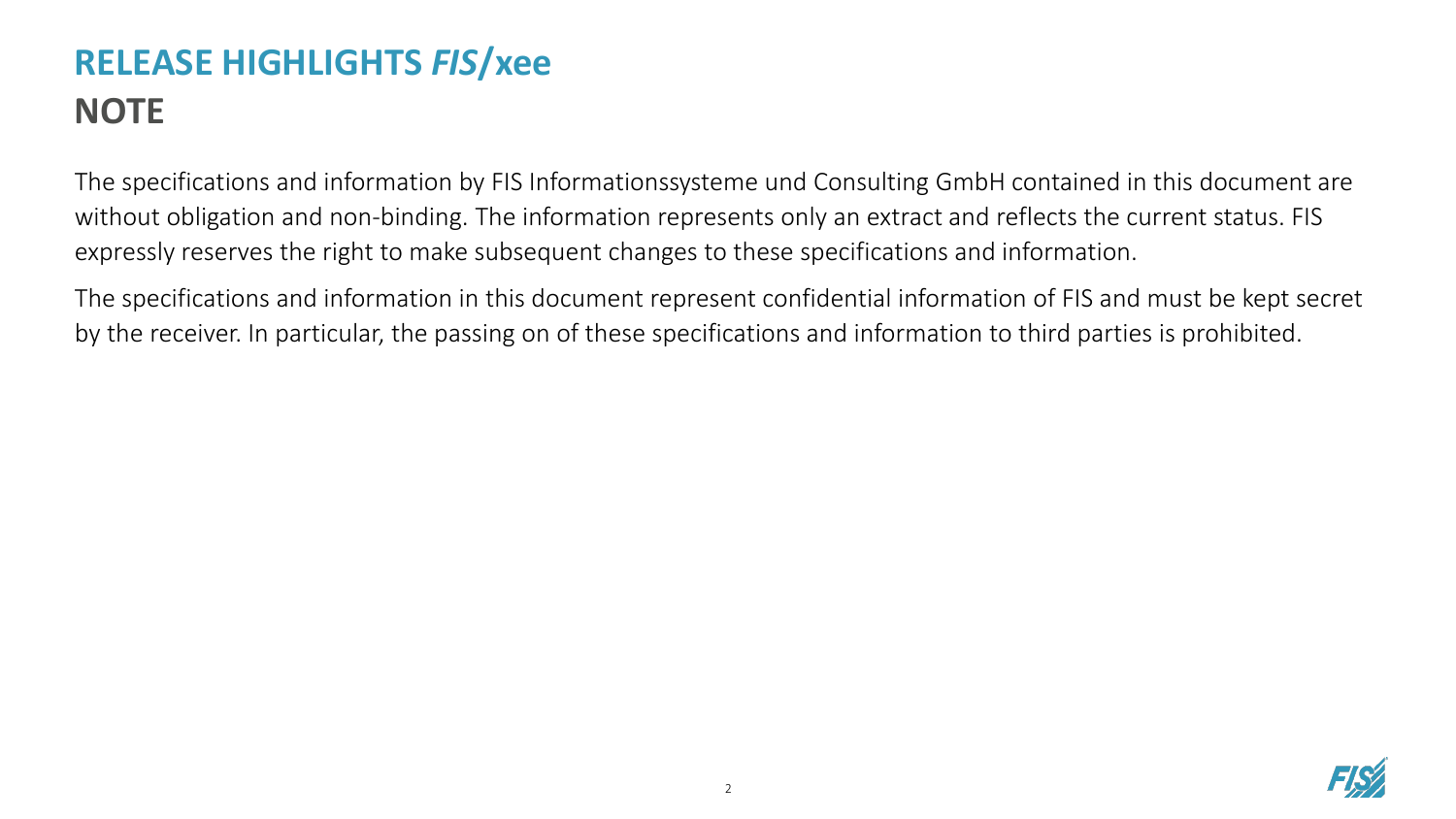# RELEASE HIGHLIGHTS *FIS*/xee
## NOTE

The specifications and information by FIS Informationssysteme und Consulting GmbH contained in this document are without obligation and non-binding. The information represents only an extract and reflects the current status. FIS expressly reserves the right to make subsequent changes to these specifications and information.

The specifications and information in this document represent confidential information of FIS and must be kept secret by the receiver. In particular, the passing on of these specifications and information to third parties is prohibited.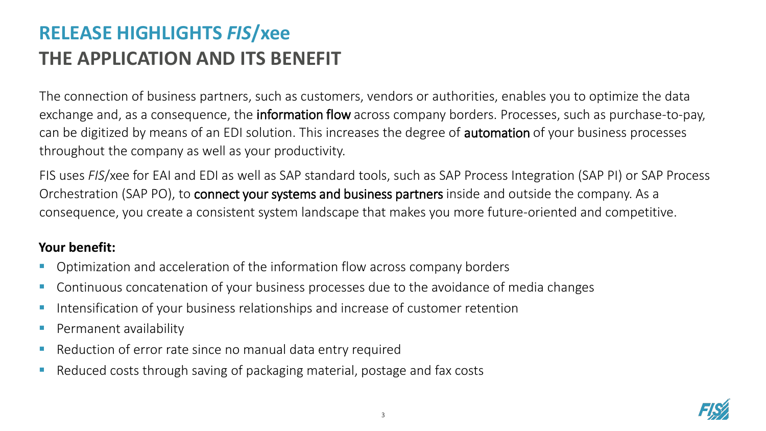# RELEASE HIGHLIGHTS *FIS*/xee
## THE APPLICATION AND ITS BENEFIT

The connection of business partners, such as customers, vendors or authorities, enables you to optimize the data exchange and, as a consequence, the information flow across company borders. Processes, such as purchase-to-pay, can be digitized by means of an EDI solution. This increases the degree of automation of your business processes throughout the company as well as your productivity.

FIS uses *FIS*/xee for EAI and EDI as well as SAP standard tools, such as SAP Process Integration (SAP PI) or SAP Process Orchestration (SAP PO), to connect your systems and business partners inside and outside the company. As a consequence, you create a consistent system landscape that makes you more future-oriented and competitive.

**Your benefit:**

- Optimization and acceleration of the information flow across company borders
- Continuous concatenation of your business processes due to the avoidance of media changes
- Intensification of your business relationships and increase of customer retention
- Permanent availability
- Reduction of error rate since no manual data entry required
- Reduced costs through saving of packaging material, postage and fax costs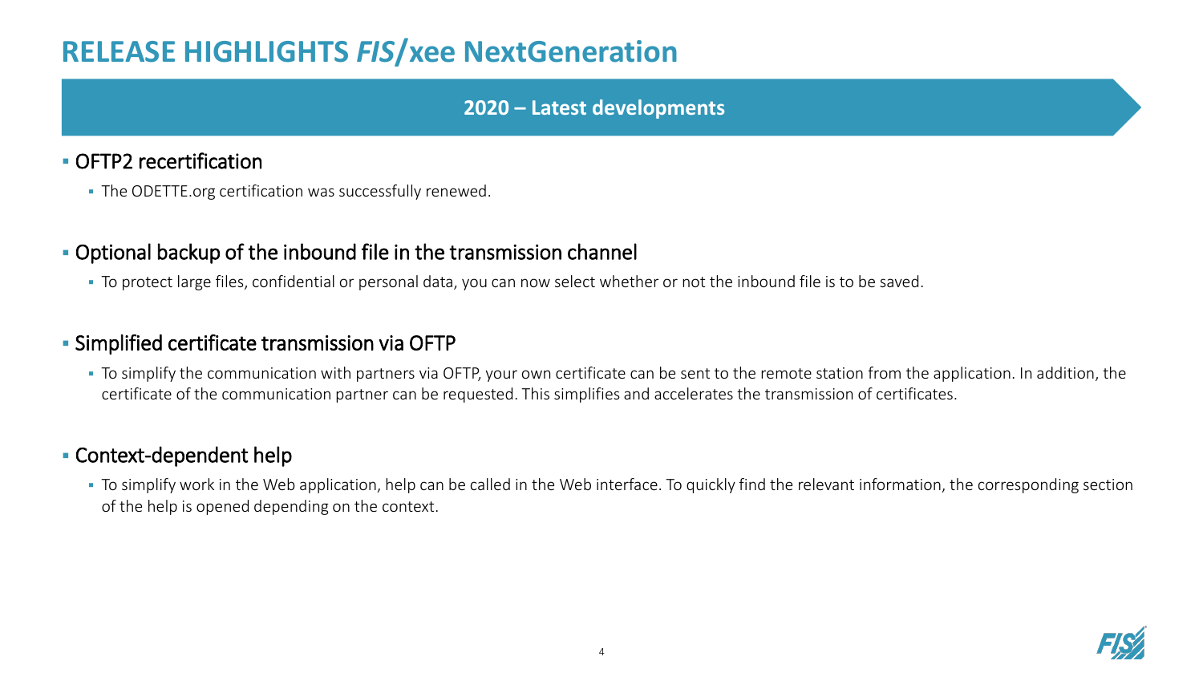# RELEASE HIGHLIGHTS *FIS*/xee NextGeneration

## 2020 – Latest developments

- OFTP2 recertification
  - The ODETTE.org certification was successfully renewed.
- Optional backup of the inbound file in the transmission channel
  - To protect large files, confidential or personal data, you can now select whether or not the inbound file is to be saved.
- Simplified certificate transmission via OFTP
  - To simplify the communication with partners via OFTP, your own certificate can be sent to the remote station from the application. In addition, the certificate of the communication partner can be requested. This simplifies and accelerates the transmission of certificates.
- Context-dependent help
  - To simplify work in the Web application, help can be called in the Web interface. To quickly find the relevant information, the corresponding section of the help is opened depending on the context.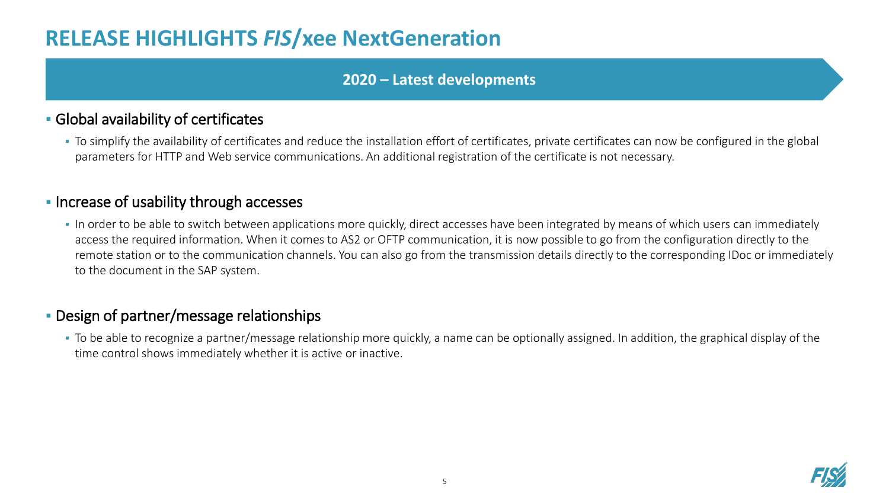# RELEASE HIGHLIGHTS *FIS*/xee NextGeneration

## 2020 – Latest developments

- Global availability of certificates
  - To simplify the availability of certificates and reduce the installation effort of certificates, private certificates can now be configured in the global parameters for HTTP and Web service communications. An additional registration of the certificate is not necessary.

- Increase of usability through accesses
  - In order to be able to switch between applications more quickly, direct accesses have been integrated by means of which users can immediately access the required information. When it comes to AS2 or OFTP communication, it is now possible to go from the configuration directly to the remote station or to the communication channels. You can also go from the transmission details directly to the corresponding IDoc or immediately to the document in the SAP system.

- Design of partner/message relationships
  - To be able to recognize a partner/message relationship more quickly, a name can be optionally assigned. In addition, the graphical display of the time control shows immediately whether it is active or inactive.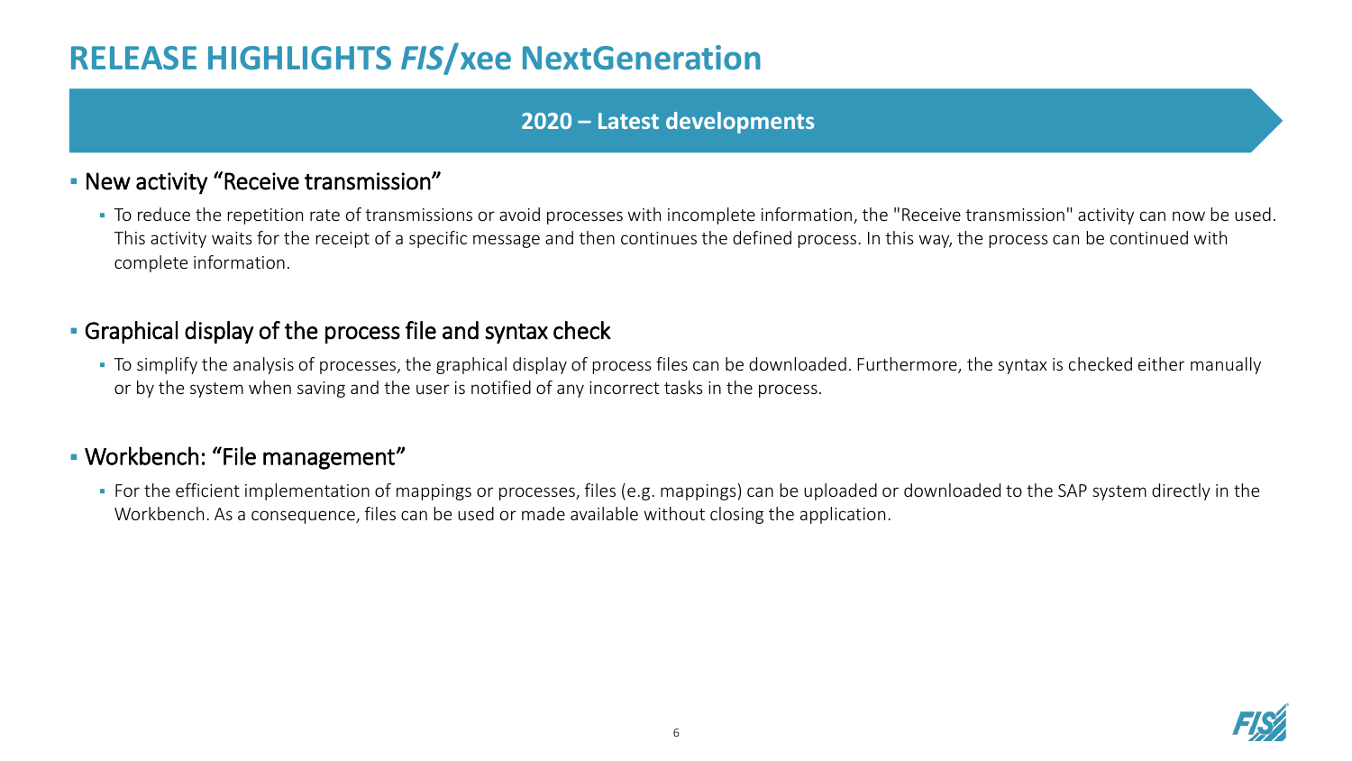# RELEASE HIGHLIGHTS *FIS*/xee NextGeneration

## 2020 – Latest developments

- New activity "Receive transmission"
  - To reduce the repetition rate of transmissions or avoid processes with incomplete information, the "Receive transmission" activity can now be used. This activity waits for the receipt of a specific message and then continues the defined process. In this way, the process can be continued with complete information.

- Graphical display of the process file and syntax check
  - To simplify the analysis of processes, the graphical display of process files can be downloaded. Furthermore, the syntax is checked either manually or by the system when saving and the user is notified of any incorrect tasks in the process.

- Workbench: "File management"
  - For the efficient implementation of mappings or processes, files (e.g. mappings) can be uploaded or downloaded to the SAP system directly in the Workbench. As a consequence, files can be used or made available without closing the application.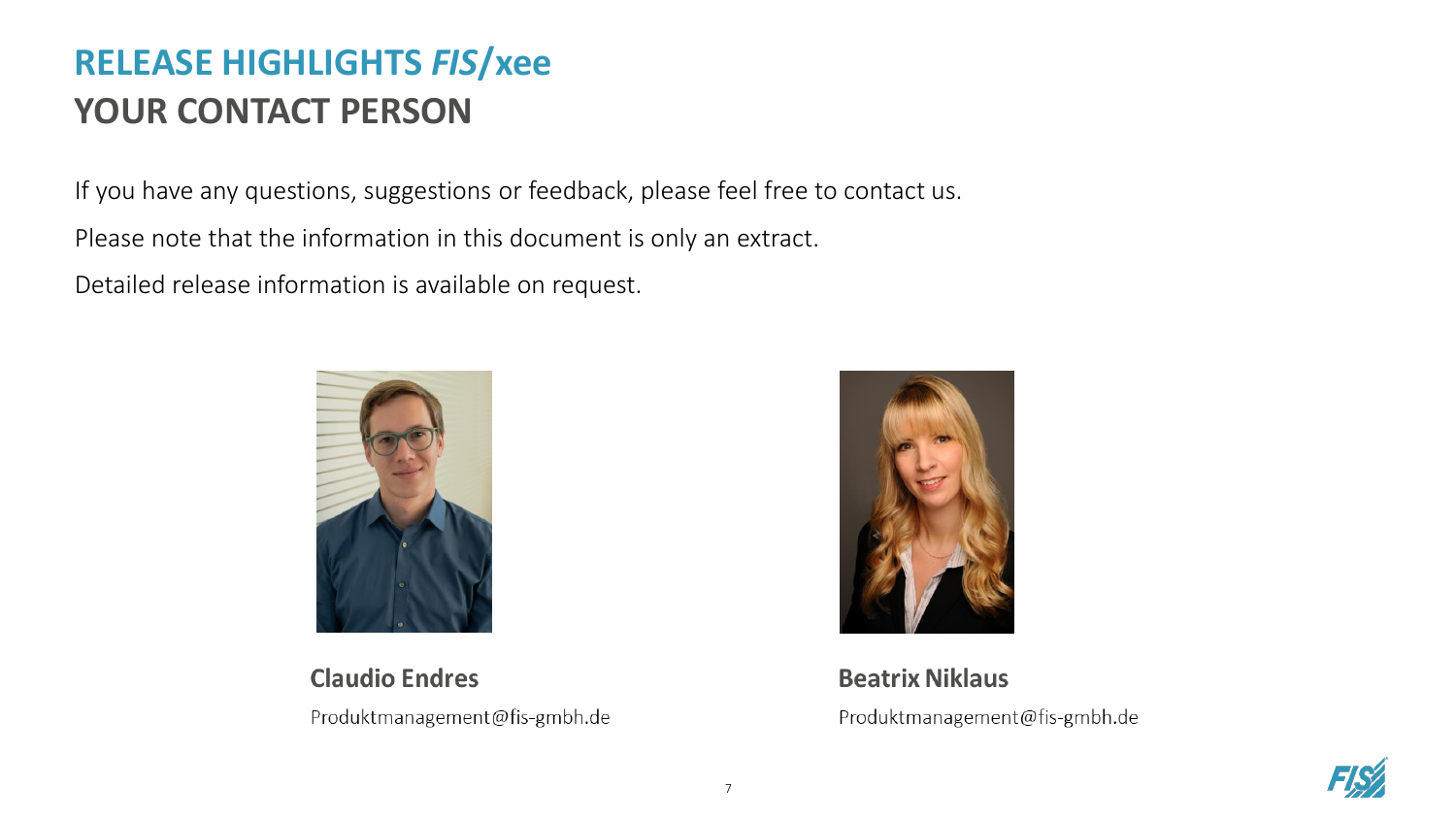# RELEASE HIGHLIGHTS *FIS*/xee
## YOUR CONTACT PERSON

If you have any questions, suggestions or feedback, please feel free to contact us.

Please note that the information in this document is only an extract.

Detailed release information is available on request.

**Claudio Endres**
Produktmanagement@fis-gmbh.de

**Beatrix Niklaus**
Produktmanagement@fis-gmbh.de